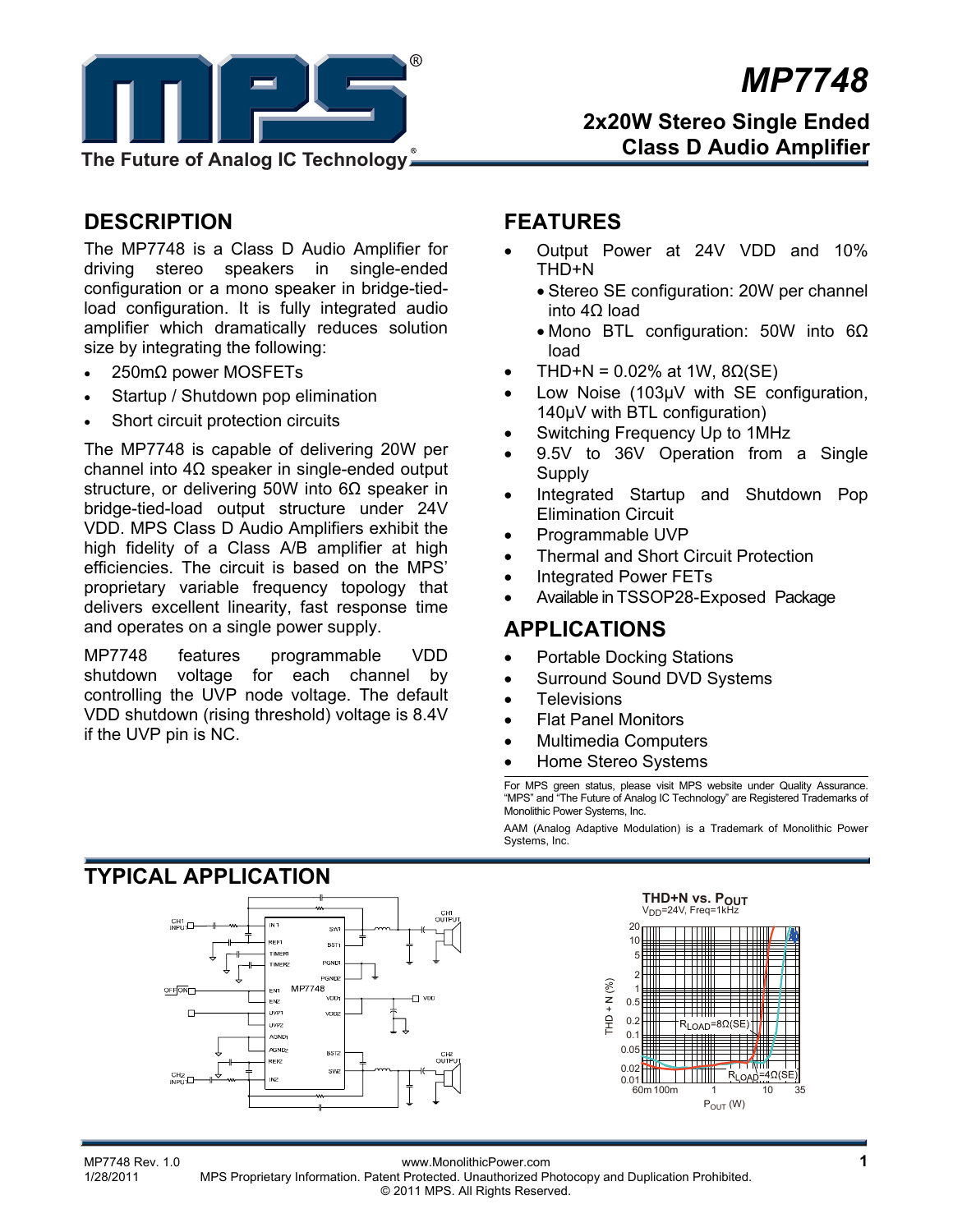# MP7748

## 2x20W Stereo Single Ended Class D Audio Amplifier

## DESCRIPTION

The MP7748 is a Class D Audio Amplifier for driving stereo speakers in single-ended configuration or a mono speaker in bridge-tied-load configuration. It is fully integrated audio amplifier which dramatically reduces solution size by integrating the following:

- 250mΩ power MOSFETs
- Startup / Shutdown pop elimination
- Short circuit protection circuits

The MP7748 is capable of delivering 20W per channel into 4Ω speaker in single-ended output structure, or delivering 50W into 6Ω speaker in bridge-tied-load output structure under 24V VDD. MPS Class D Audio Amplifiers exhibit the high fidelity of a Class A/B amplifier at high efficiencies. The circuit is based on the MPS' proprietary variable frequency topology that delivers excellent linearity, fast response time and operates on a single power supply.

MP7748 features programmable VDD shutdown voltage for each channel by controlling the UVP node voltage. The default VDD shutdown (rising threshold) voltage is 8.4V if the UVP pin is NC.

## FEATURES

- Output Power at 24V VDD and 10% THD+N
  - Stereo SE configuration: 20W per channel into 4Ω load
  - Mono BTL configuration: 50W into 6Ω load
- THD+N = 0.02% at 1W, 8Ω(SE)
- Low Noise (103μV with SE configuration, 140μV with BTL configuration)
- Switching Frequency Up to 1MHz
- 9.5V to 36V Operation from a Single Supply
- Integrated Startup and Shutdown Pop Elimination Circuit
- Programmable UVP
- Thermal and Short Circuit Protection
- Integrated Power FETs
- Available in TSSOP28-Exposed Package

## APPLICATIONS

- Portable Docking Stations
- Surround Sound DVD Systems
- Televisions
- Flat Panel Monitors
- Multimedia Computers
- Home Stereo Systems

For MPS green status, please visit MPS website under Quality Assurance. "MPS" and "The Future of Analog IC Technology" are Registered Trademarks of Monolithic Power Systems, Inc.

AAM (Analog Adaptive Modulation) is a Trademark of Monolithic Power Systems, Inc.

## TYPICAL APPLICATION

THD+N vs. $P_{OUT}$

$V_{DD}$=24V, Freq=1kHz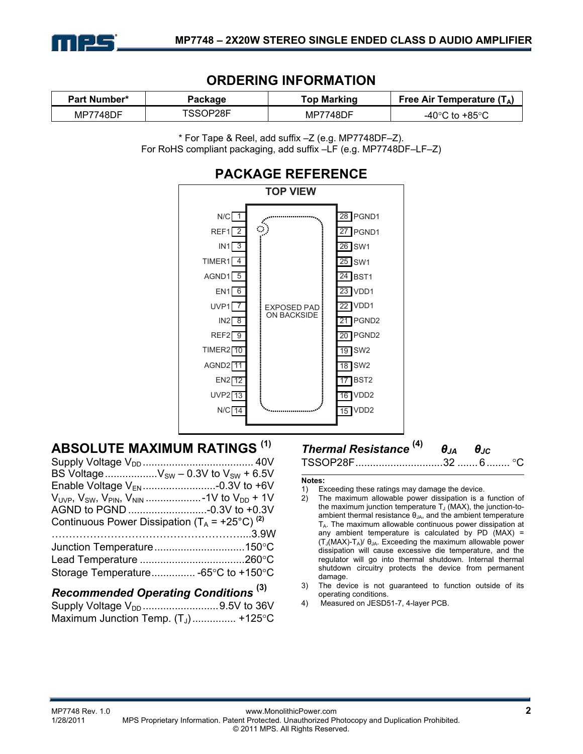## ORDERING INFORMATION

| Part Number* | Package | Top Marking | Free Air Temperature ($T_A$) |
|---|---|---|---|
| MP7748DF | TSSOP28F | MP7748DF | -40°C to +85°C |

\* For Tape & Reel, add suffix –Z (e.g. MP7748DF–Z).
For RoHS compliant packaging, add suffix –LF (e.g. MP7748DF–LF–Z)

## PACKAGE REFERENCE

TOP VIEW

| Pin | Name | Pin | Name |
|---|---|---|---|
| 1 | N/C | 28 | PGND1 |
| 2 | REF1 | 27 | PGND1 |
| 3 | IN1 | 26 | SW1 |
| 4 | TIMER1 | 25 | SW1 |
| 5 | AGND1 | 24 | BST1 |
| 6 | EN1 | 23 | VDD1 |
| 7 | UVP1 | 22 | VDD1 |
| 8 | IN2 | 21 | PGND2 |
| 9 | REF2 | 20 | PGND2 |
| 10 | TIMER2 | 19 | SW2 |
| 11 | AGND2 | 18 | SW2 |
| 12 | EN2 | 17 | BST2 |
| 13 | UVP2 | 16 | VDD2 |
| 14 | N/C | 15 | VDD2 |

EXPOSED PAD ON BACKSIDE

## ABSOLUTE MAXIMUM RATINGS [1]

Supply Voltage $V_{DD}$ ...................................... 40V
BS Voltage ..................$V_{SW}$ – 0.3V to $V_{SW}$ + 6.5V
Enable Voltage $V_{EN}$ .........................-0.3V to +6V
$V_{UVP}$, $V_{SW}$, $V_{PIN}$, $V_{NIN}$ ...................-1V to $V_{DD}$ + 1V
AGND to PGND ...........................-0.3V to +0.3V
Continuous Power Dissipation ($T_A$ = +25°C) [2]
.....................................................3.9W
Junction Temperature ...............................150°C
Lead Temperature ....................................260°C
Storage Temperature............... -65°C to +150°C

### *Recommended Operating Conditions* [3]

Supply Voltage $V_{DD}$ ..........................9.5V to 36V
Maximum Junction Temp. ($T_J$) ............... +125°C

### *Thermal Resistance* [4]

| | $\theta_{JA}$ | $\theta_{JC}$ | |
|---|---|---|---|
| TSSOP28F | 32 | 6 | °C |

**Notes:**

1) Exceeding these ratings may damage the device.
2) The maximum allowable power dissipation is a function of the maximum junction temperature $T_J$ (MAX), the junction-to-ambient thermal resistance $\theta_{JA}$, and the ambient temperature $T_A$. The maximum allowable continuous power dissipation at any ambient temperature is calculated by PD (MAX) = ($T_J$(MAX)-$T_A$)/ $\theta_{JA}$. Exceeding the maximum allowable power dissipation will cause excessive die temperature, and the regulator will go into thermal shutdown. Internal thermal shutdown circuitry protects the device from permanent damage.
3) The device is not guaranteed to function outside of its operating conditions.
4) Measured on JESD51-7, 4-layer PCB.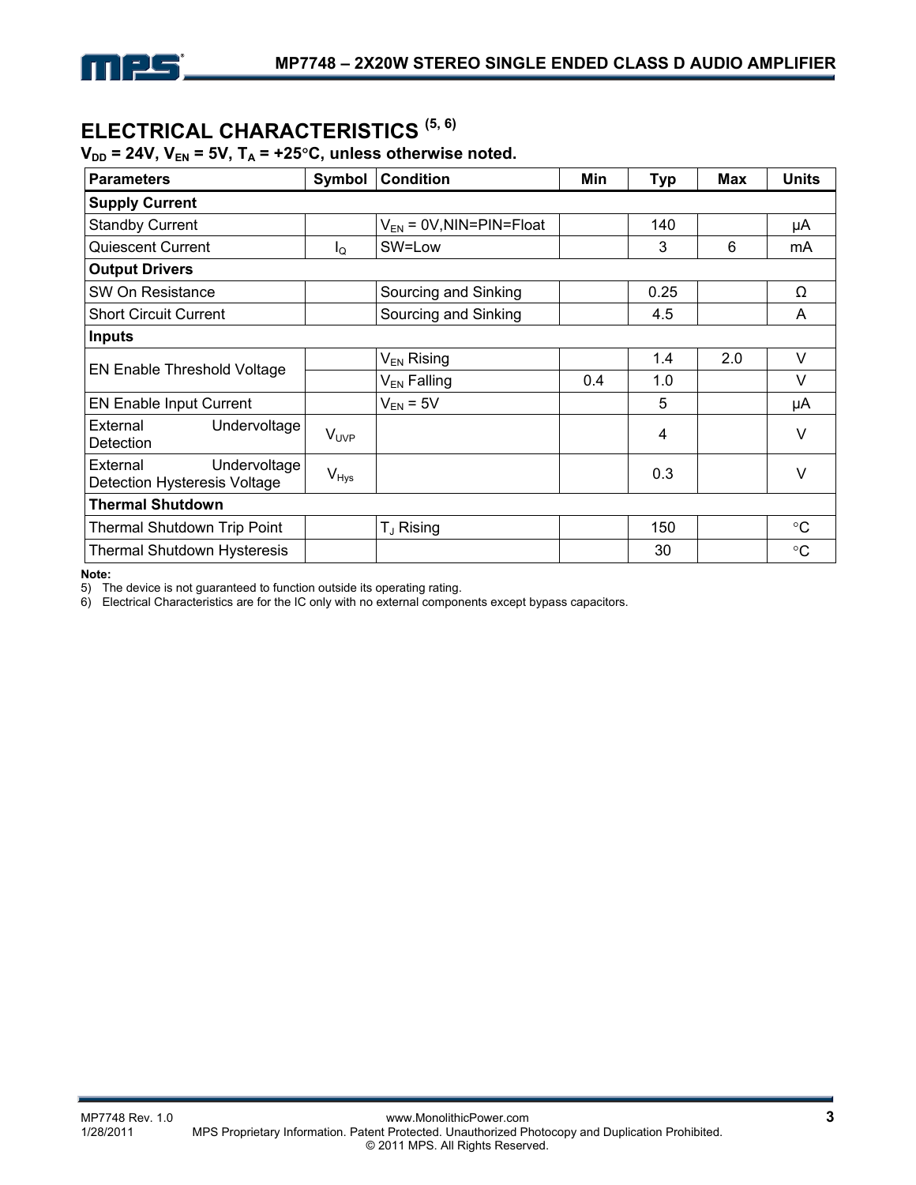## ELECTRICAL CHARACTERISTICS [5, 6]

**$V_{DD}$ = 24V, $V_{EN}$ = 5V, $T_A$ = +25°C, unless otherwise noted.**

| Parameters | Symbol | Condition | Min | Typ | Max | Units |
|---|---|---|---|---|---|---|
| **Supply Current** | | | | | | |
| Standby Current | | $V_{EN}$ = 0V,NIN=PIN=Float | | 140 | | μA |
| Quiescent Current | $I_Q$ | SW=Low | | 3 | 6 | mA |
| **Output Drivers** | | | | | | |
| SW On Resistance | | Sourcing and Sinking | | 0.25 | | Ω |
| Short Circuit Current | | Sourcing and Sinking | | 4.5 | | A |
| **Inputs** | | | | | | |
| EN Enable Threshold Voltage | | $V_{EN}$ Rising | | 1.4 | 2.0 | V |
| | | $V_{EN}$ Falling | 0.4 | 1.0 | | V |
| EN Enable Input Current | | $V_{EN}$ = 5V | | 5 | | μA |
| External Undervoltage Detection | $V_{UVP}$ | | | 4 | | V |
| External Undervoltage Detection Hysteresis Voltage | $V_{Hys}$ | | | 0.3 | | V |
| **Thermal Shutdown** | | | | | | |
| Thermal Shutdown Trip Point | | $T_J$ Rising | | 150 | | °C |
| Thermal Shutdown Hysteresis | | | | 30 | | °C |

**Note:**

5) The device is not guaranteed to function outside its operating rating.

6) Electrical Characteristics are for the IC only with no external components except bypass capacitors.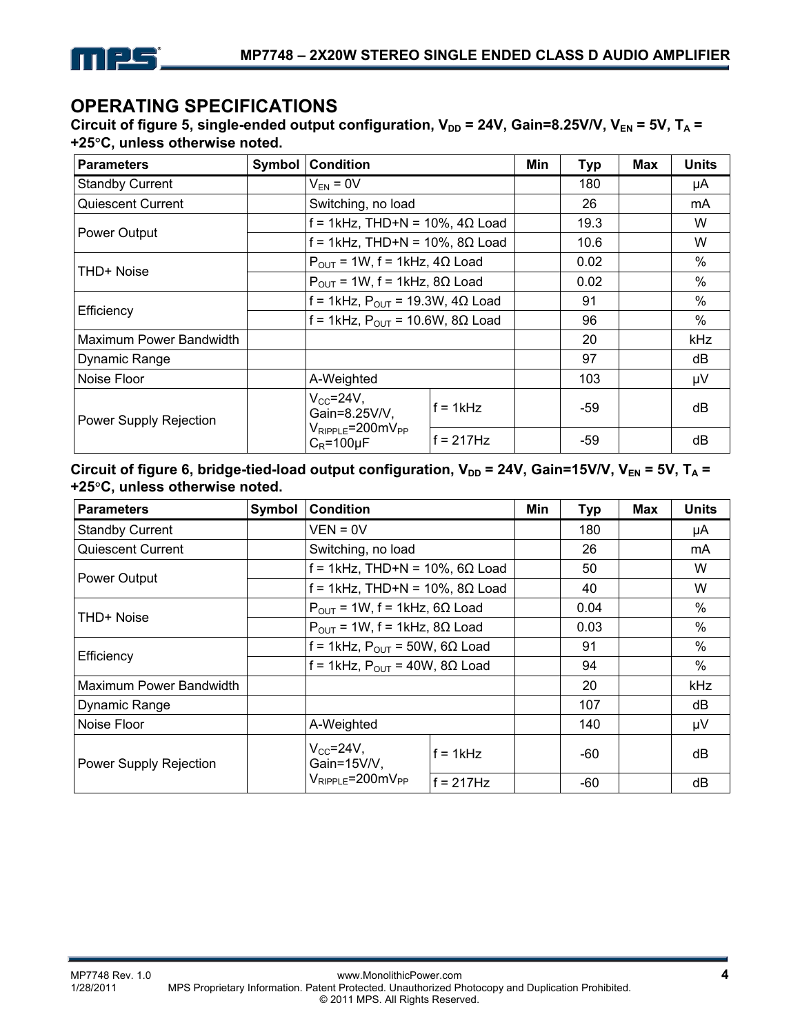## OPERATING SPECIFICATIONS

**Circuit of figure 5, single-ended output configuration, $V_{DD}$ = 24V, Gain=8.25V/V, $V_{EN}$ = 5V, $T_A$ = +25°C, unless otherwise noted.**

| Parameters | Symbol | Condition | | Min | Typ | Max | Units |
|---|---|---|---|---|---|---|---|
| Standby Current | | $V_{EN}$ = 0V | | | 180 | | μA |
| Quiescent Current | | Switching, no load | | | 26 | | mA |
| Power Output | | f = 1kHz, THD+N = 10%, 4Ω Load | | | 19.3 | | W |
| | | f = 1kHz, THD+N = 10%, 8Ω Load | | | 10.6 | | W |
| THD+ Noise | | $P_{OUT}$ = 1W, f = 1kHz, 4Ω Load | | | 0.02 | | % |
| | | $P_{OUT}$ = 1W, f = 1kHz, 8Ω Load | | | 0.02 | | % |
| Efficiency | | f = 1kHz, $P_{OUT}$ = 19.3W, 4Ω Load | | | 91 | | % |
| | | f = 1kHz, $P_{OUT}$ = 10.6W, 8Ω Load | | | 96 | | % |
| Maximum Power Bandwidth | | | | | 20 | | kHz |
| Dynamic Range | | | | | 97 | | dB |
| Noise Floor | | A-Weighted | | | 103 | | μV |
| Power Supply Rejection | | $V_{CC}$=24V, Gain=8.25V/V, $V_{RIPPLE}$=200m$V_{PP}$ $C_R$=100μF | f = 1kHz | | -59 | | dB |
| | | | f = 217Hz | | -59 | | dB |

**Circuit of figure 6, bridge-tied-load output configuration, $V_{DD}$ = 24V, Gain=15V/V, $V_{EN}$ = 5V, $T_A$ = +25°C, unless otherwise noted.**

| Parameters | Symbol | Condition | | Min | Typ | Max | Units |
|---|---|---|---|---|---|---|---|
| Standby Current | | VEN = 0V | | | 180 | | μA |
| Quiescent Current | | Switching, no load | | | 26 | | mA |
| Power Output | | f = 1kHz, THD+N = 10%, 6Ω Load | | | 50 | | W |
| | | f = 1kHz, THD+N = 10%, 8Ω Load | | | 40 | | W |
| THD+ Noise | | $P_{OUT}$ = 1W, f = 1kHz, 6Ω Load | | | 0.04 | | % |
| | | $P_{OUT}$ = 1W, f = 1kHz, 8Ω Load | | | 0.03 | | % |
| Efficiency | | f = 1kHz, $P_{OUT}$ = 50W, 6Ω Load | | | 91 | | % |
| | | f = 1kHz, $P_{OUT}$ = 40W, 8Ω Load | | | 94 | | % |
| Maximum Power Bandwidth | | | | | 20 | | kHz |
| Dynamic Range | | | | | 107 | | dB |
| Noise Floor | | A-Weighted | | | 140 | | μV |
| Power Supply Rejection | | $V_{CC}$=24V, Gain=15V/V, $V_{RIPPLE}$=200m$V_{PP}$ | f = 1kHz | | -60 | | dB |
| | | | f = 217Hz | | -60 | | dB |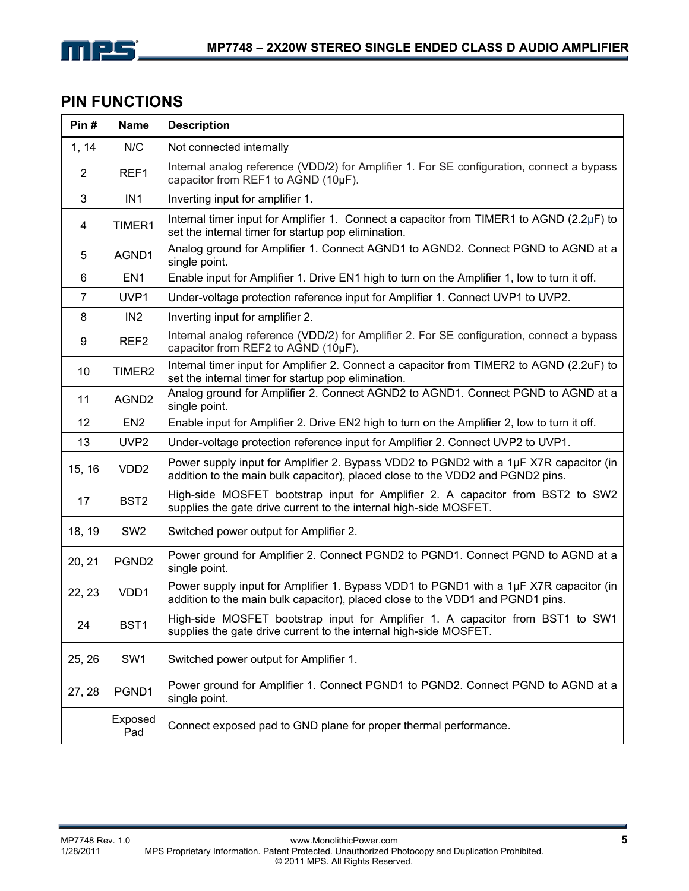## PIN FUNCTIONS

| Pin # | Name | Description |
|---|---|---|
| 1, 14 | N/C | Not connected internally |
| 2 | REF1 | Internal analog reference (VDD/2) for Amplifier 1. For SE configuration, connect a bypass capacitor from REF1 to AGND (10µF). |
| 3 | IN1 | Inverting input for amplifier 1. |
| 4 | TIMER1 | Internal timer input for Amplifier 1. Connect a capacitor from TIMER1 to AGND (2.2µF) to set the internal timer for startup pop elimination. |
| 5 | AGND1 | Analog ground for Amplifier 1. Connect AGND1 to AGND2. Connect PGND to AGND at a single point. |
| 6 | EN1 | Enable input for Amplifier 1. Drive EN1 high to turn on the Amplifier 1, low to turn it off. |
| 7 | UVP1 | Under-voltage protection reference input for Amplifier 1. Connect UVP1 to UVP2. |
| 8 | IN2 | Inverting input for amplifier 2. |
| 9 | REF2 | Internal analog reference (VDD/2) for Amplifier 2. For SE configuration, connect a bypass capacitor from REF2 to AGND (10µF). |
| 10 | TIMER2 | Internal timer input for Amplifier 2. Connect a capacitor from TIMER2 to AGND (2.2uF) to set the internal timer for startup pop elimination. |
| 11 | AGND2 | Analog ground for Amplifier 2. Connect AGND2 to AGND1. Connect PGND to AGND at a single point. |
| 12 | EN2 | Enable input for Amplifier 2. Drive EN2 high to turn on the Amplifier 2, low to turn it off. |
| 13 | UVP2 | Under-voltage protection reference input for Amplifier 2. Connect UVP2 to UVP1. |
| 15, 16 | VDD2 | Power supply input for Amplifier 2. Bypass VDD2 to PGND2 with a 1µF X7R capacitor (in addition to the main bulk capacitor), placed close to the VDD2 and PGND2 pins. |
| 17 | BST2 | High-side MOSFET bootstrap input for Amplifier 2. A capacitor from BST2 to SW2 supplies the gate drive current to the internal high-side MOSFET. |
| 18, 19 | SW2 | Switched power output for Amplifier 2. |
| 20, 21 | PGND2 | Power ground for Amplifier 2. Connect PGND2 to PGND1. Connect PGND to AGND at a single point. |
| 22, 23 | VDD1 | Power supply input for Amplifier 1. Bypass VDD1 to PGND1 with a 1µF X7R capacitor (in addition to the main bulk capacitor), placed close to the VDD1 and PGND1 pins. |
| 24 | BST1 | High-side MOSFET bootstrap input for Amplifier 1. A capacitor from BST1 to SW1 supplies the gate drive current to the internal high-side MOSFET. |
| 25, 26 | SW1 | Switched power output for Amplifier 1. |
| 27, 28 | PGND1 | Power ground for Amplifier 1. Connect PGND1 to PGND2. Connect PGND to AGND at a single point. |
| | Exposed Pad | Connect exposed pad to GND plane for proper thermal performance. |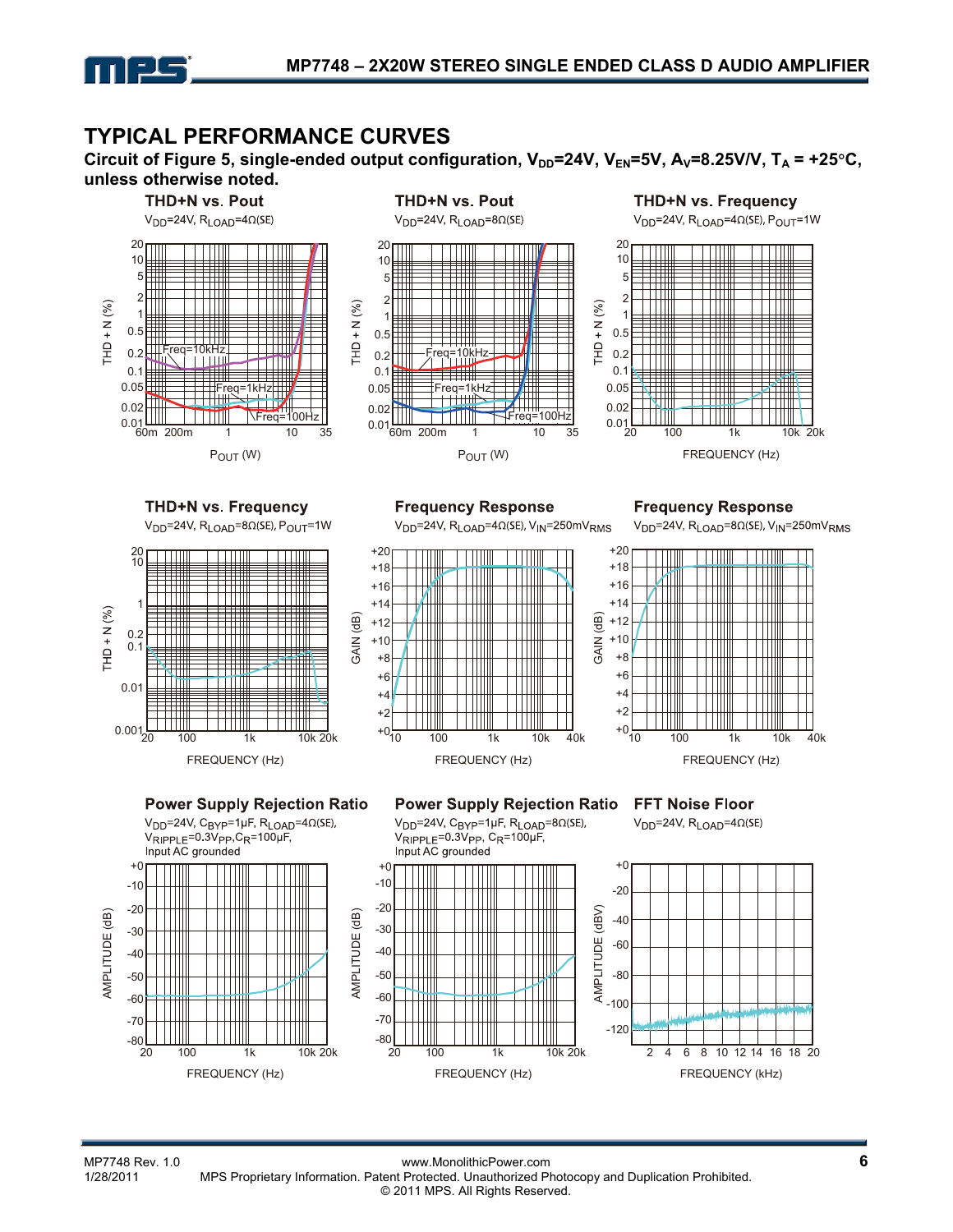## TYPICAL PERFORMANCE CURVES

**Circuit of Figure 5, single-ended output configuration, $V_{DD}$=24V, $V_{EN}$=5V, $A_V$=8.25V/V, $T_A$ = +25°C, unless otherwise noted.**

**THD+N vs. Pout**

$V_{DD}$=24V, $R_{LOAD}$=4Ω(SE)

**THD+N vs. Pout**

$V_{DD}$=24V, $R_{LOAD}$=8Ω(SE)

**THD+N vs. Frequency**

$V_{DD}$=24V, $R_{LOAD}$=4Ω(SE), $P_{OUT}$=1W

**THD+N vs. Frequency**

$V_{DD}$=24V, $R_{LOAD}$=8Ω(SE), $P_{OUT}$=1W

**Frequency Response**

$V_{DD}$=24V, $R_{LOAD}$=4Ω(SE), $V_{IN}$=250mV$_{RMS}$

**Frequency Response**

$V_{DD}$=24V, $R_{LOAD}$=8Ω(SE), $V_{IN}$=250mV$_{RMS}$

**Power Supply Rejection Ratio**

$V_{DD}$=24V, $C_{BYP}$=1µF, $R_{LOAD}$=4Ω(SE), $V_{RIPPLE}$=0.3V$_{PP}$, $C_R$=100µF, Input AC grounded

**Power Supply Rejection Ratio**

$V_{DD}$=24V, $C_{BYP}$=1µF, $R_{LOAD}$=8Ω(SE), $V_{RIPPLE}$=0.3V$_{PP}$, $C_R$=100µF, Input AC grounded

**FFT Noise Floor**

$V_{DD}$=24V, $R_{LOAD}$=4Ω(SE)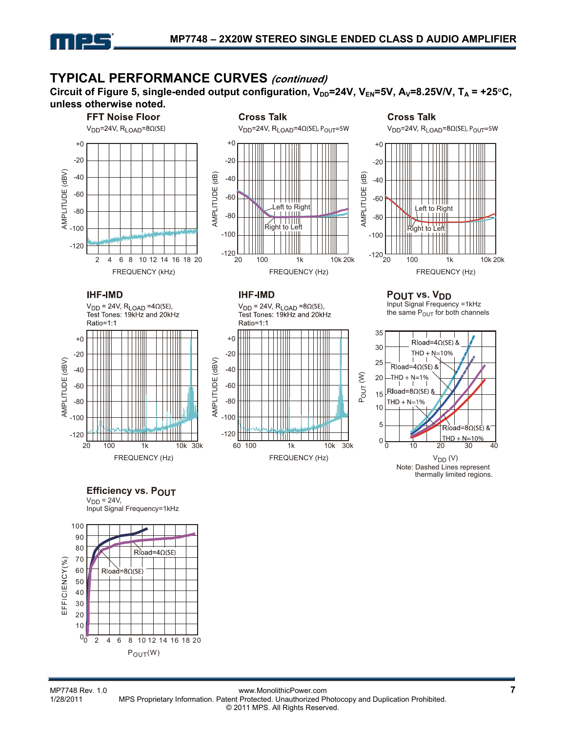## TYPICAL PERFORMANCE CURVES *(continued)*

**Circuit of Figure 5, single-ended output configuration, $V_{DD}$=24V, $V_{EN}$=5V, $A_V$=8.25V/V, $T_A$ = +25°C, unless otherwise noted.**

**FFT Noise Floor**

$V_{DD}$=24V, $R_{LOAD}$=8Ω(SE)

**Cross Talk**

$V_{DD}$=24V, $R_{LOAD}$=4Ω(SE), $P_{OUT}$=5W

**Cross Talk**

$V_{DD}$=24V, $R_{LOAD}$=8Ω(SE), $P_{OUT}$=5W

**IHF-IMD**

$V_{DD}$ = 24V, $R_{LOAD}$ =4Ω(SE),
Test Tones: 19kHz and 20kHz
Ratio=1:1

**IHF-IMD**

$V_{DD}$ = 24V, $R_{LOAD}$ =8Ω(SE),
Test Tones: 19kHz and 20kHz
Ratio=1:1

**$P_{OUT}$ vs. $V_{DD}$**

Input Signal Frequency =1kHz
the same $P_{OUT}$ for both channels

Note: Dashed Lines represent thermally limited regions.

**Efficiency vs. $P_{OUT}$**

$V_{DD}$ = 24V,
Input Signal Frequency=1kHz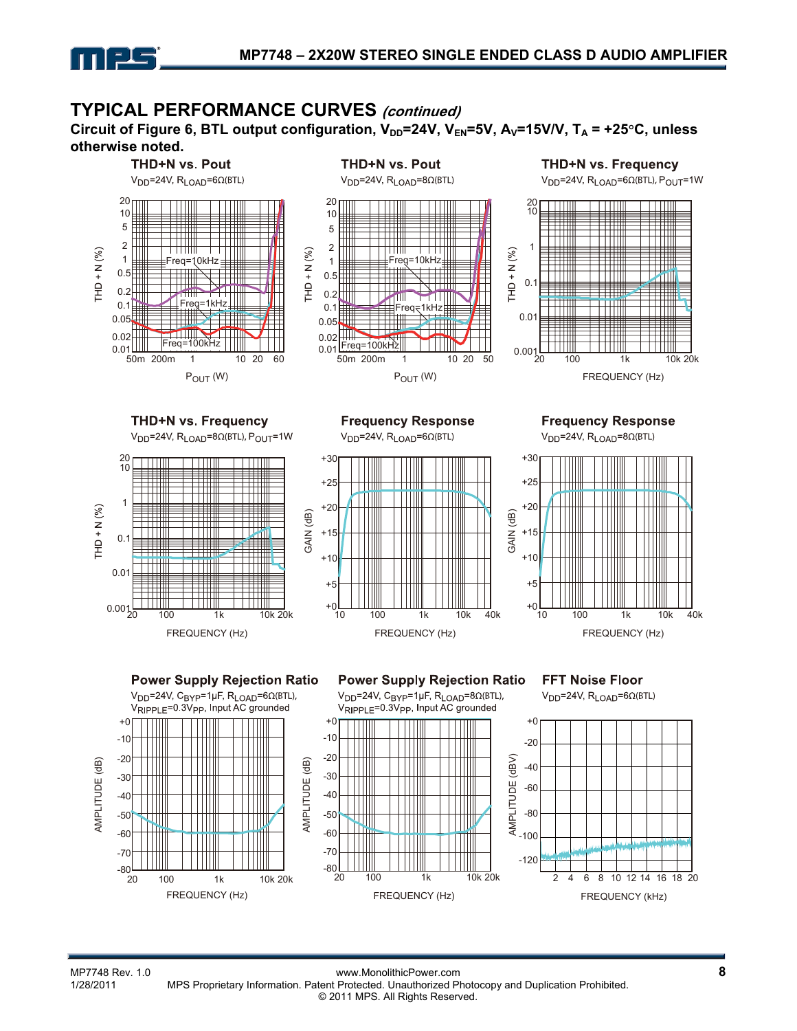## TYPICAL PERFORMANCE CURVES *(continued)*

**Circuit of Figure 6, BTL output configuration, $V_{DD}$=24V, $V_{EN}$=5V, $A_V$=15V/V, $T_A$ = +25°C, unless otherwise noted.**

**THD+N vs. Pout**

$V_{DD}$=24V, $R_{LOAD}$=6Ω(BTL)

**THD+N vs. Pout**

$V_{DD}$=24V, $R_{LOAD}$=8Ω(BTL)

**THD+N vs. Frequency**

$V_{DD}$=24V, $R_{LOAD}$=6Ω(BTL), $P_{OUT}$=1W

**THD+N vs. Frequency**

$V_{DD}$=24V, $R_{LOAD}$=8Ω(BTL), $P_{OUT}$=1W

**Frequency Response**

$V_{DD}$=24V, $R_{LOAD}$=6Ω(BTL)

**Frequency Response**

$V_{DD}$=24V, $R_{LOAD}$=8Ω(BTL)

**Power Supply Rejection Ratio**

$V_{DD}$=24V, $C_{BYP}$=1μF, $R_{LOAD}$=6Ω(BTL), $V_{RIPPLE}$=0.3$V_{PP}$, Input AC grounded

**Power Supply Rejection Ratio**

$V_{DD}$=24V, $C_{BYP}$=1μF, $R_{LOAD}$=8Ω(BTL), $V_{RIPPLE}$=0.3$V_{PP}$, Input AC grounded

**FFT Noise Floor**

$V_{DD}$=24V, $R_{LOAD}$=6Ω(BTL)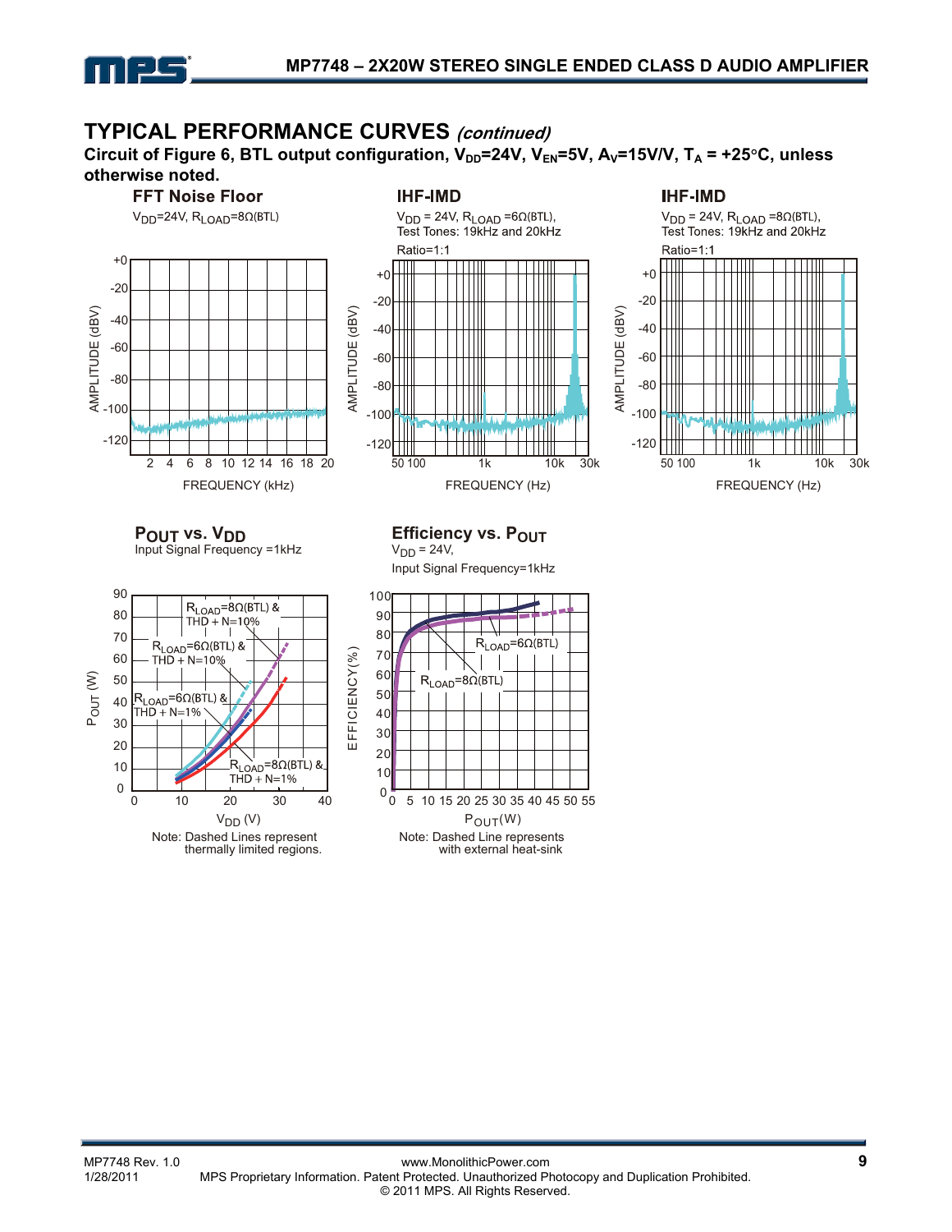## TYPICAL PERFORMANCE CURVES *(continued)*

**Circuit of Figure 6, BTL output configuration, $V_{DD}$=24V, $V_{EN}$=5V, $A_V$=15V/V, $T_A$ = +25°C, unless otherwise noted.**

**FFT Noise Floor**

$V_{DD}$=24V, $R_{LOAD}$=8Ω(BTL)

**IHF-IMD**

$V_{DD}$ = 24V, $R_{LOAD}$ =6Ω(BTL), Test Tones: 19kHz and 20kHz Ratio=1:1

**IHF-IMD**

$V_{DD}$ = 24V, $R_{LOAD}$ =8Ω(BTL), Test Tones: 19kHz and 20kHz Ratio=1:1

**$P_{OUT}$ vs. $V_{DD}$**

Input Signal Frequency =1kHz

Note: Dashed Lines represent thermally limited regions.

**Efficiency vs. $P_{OUT}$**

$V_{DD}$ = 24V, Input Signal Frequency=1kHz

Note: Dashed Line represents with external heat-sink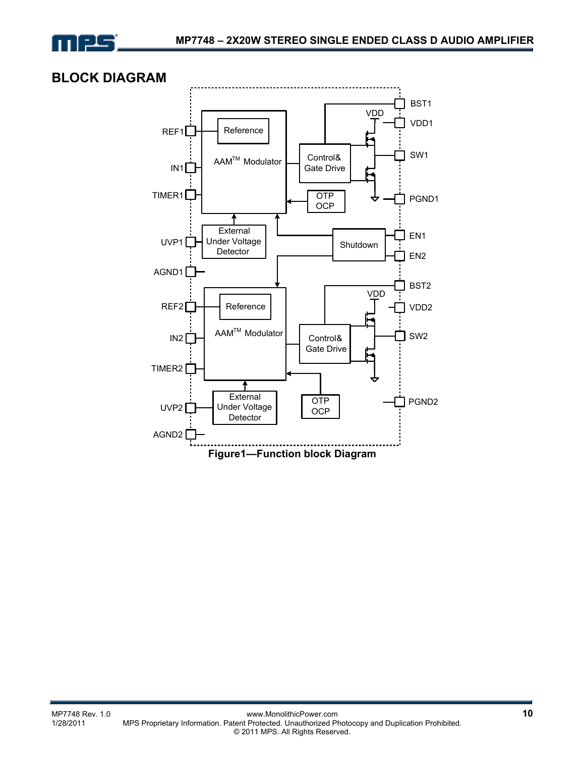## BLOCK DIAGRAM

Figure1—Function block Diagram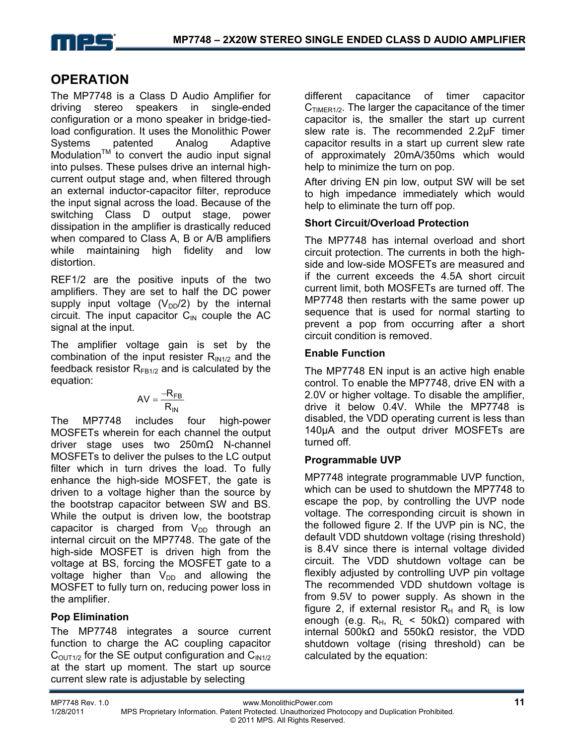## OPERATION

The MP7748 is a Class D Audio Amplifier for driving stereo speakers in single-ended configuration or a mono speaker in bridge-tied-load configuration. It uses the Monolithic Power Systems patented Analog Adaptive Modulation[TM] to convert the audio input signal into pulses. These pulses drive an internal high-current output stage and, when filtered through an external inductor-capacitor filter, reproduce the input signal across the load. Because of the switching Class D output stage, power dissipation in the amplifier is drastically reduced when compared to Class A, B or A/B amplifiers while maintaining high fidelity and low distortion.

REF1/2 are the positive inputs of the two amplifiers. They are set to half the DC power supply input voltage ($V_{DD}/2$) by the internal circuit. The input capacitor $C_{IN}$ couple the AC signal at the input.

The amplifier voltage gain is set by the combination of the input resister $R_{IN1/2}$ and the feedback resistor $R_{FB1/2}$ and is calculated by the equation:

$$AV = \frac{-R_{FB}}{R_{IN}}$$

The MP7748 includes four high-power MOSFETs wherein for each channel the output driver stage uses two 250mΩ N-channel MOSFETs to deliver the pulses to the LC output filter which in turn drives the load. To fully enhance the high-side MOSFET, the gate is driven to a voltage higher than the source by the bootstrap capacitor between SW and BS. While the output is driven low, the bootstrap capacitor is charged from $V_{DD}$ through an internal circuit on the MP7748. The gate of the high-side MOSFET is driven high from the voltage at BS, forcing the MOSFET gate to a voltage higher than $V_{DD}$ and allowing the MOSFET to fully turn on, reducing power loss in the amplifier.

### Pop Elimination

The MP7748 integrates a source current function to charge the AC coupling capacitor $C_{OUT1/2}$ for the SE output configuration and $C_{IN1/2}$ at the start up moment. The start up source current slew rate is adjustable by selecting different capacitance of timer capacitor $C_{TIMER1/2}$. The larger the capacitance of the timer capacitor is, the smaller the start up current slew rate is. The recommended 2.2µF timer capacitor results in a start up current slew rate of approximately 20mA/350ms which would help to minimize the turn on pop.

After driving EN pin low, output SW will be set to high impedance immediately which would help to eliminate the turn off pop.

### Short Circuit/Overload Protection

The MP7748 has internal overload and short circuit protection. The currents in both the high-side and low-side MOSFETs are measured and if the current exceeds the 4.5A short circuit current limit, both MOSFETs are turned off. The MP7748 then restarts with the same power up sequence that is used for normal starting to prevent a pop from occurring after a short circuit condition is removed.

### Enable Function

The MP7748 EN input is an active high enable control. To enable the MP7748, drive EN with a 2.0V or higher voltage. To disable the amplifier, drive it below 0.4V. While the MP7748 is disabled, the VDD operating current is less than 140µA and the output driver MOSFETs are turned off.

### Programmable UVP

MP7748 integrate programmable UVP function, which can be used to shutdown the MP7748 to escape the pop, by controlling the UVP node voltage. The corresponding circuit is shown in the followed figure 2. If the UVP pin is NC, the default VDD shutdown voltage (rising threshold) is 8.4V since there is internal voltage divided circuit. The VDD shutdown voltage can be flexibly adjusted by controlling UVP pin voltage The recommended VDD shutdown voltage is from 9.5V to power supply. As shown in the figure 2, if external resistor $R_H$ and $R_L$ is low enough (e.g. $R_H$, $R_L$ < 50kΩ) compared with internal 500kΩ and 550kΩ resistor, the VDD shutdown voltage (rising threshold) can be calculated by the equation: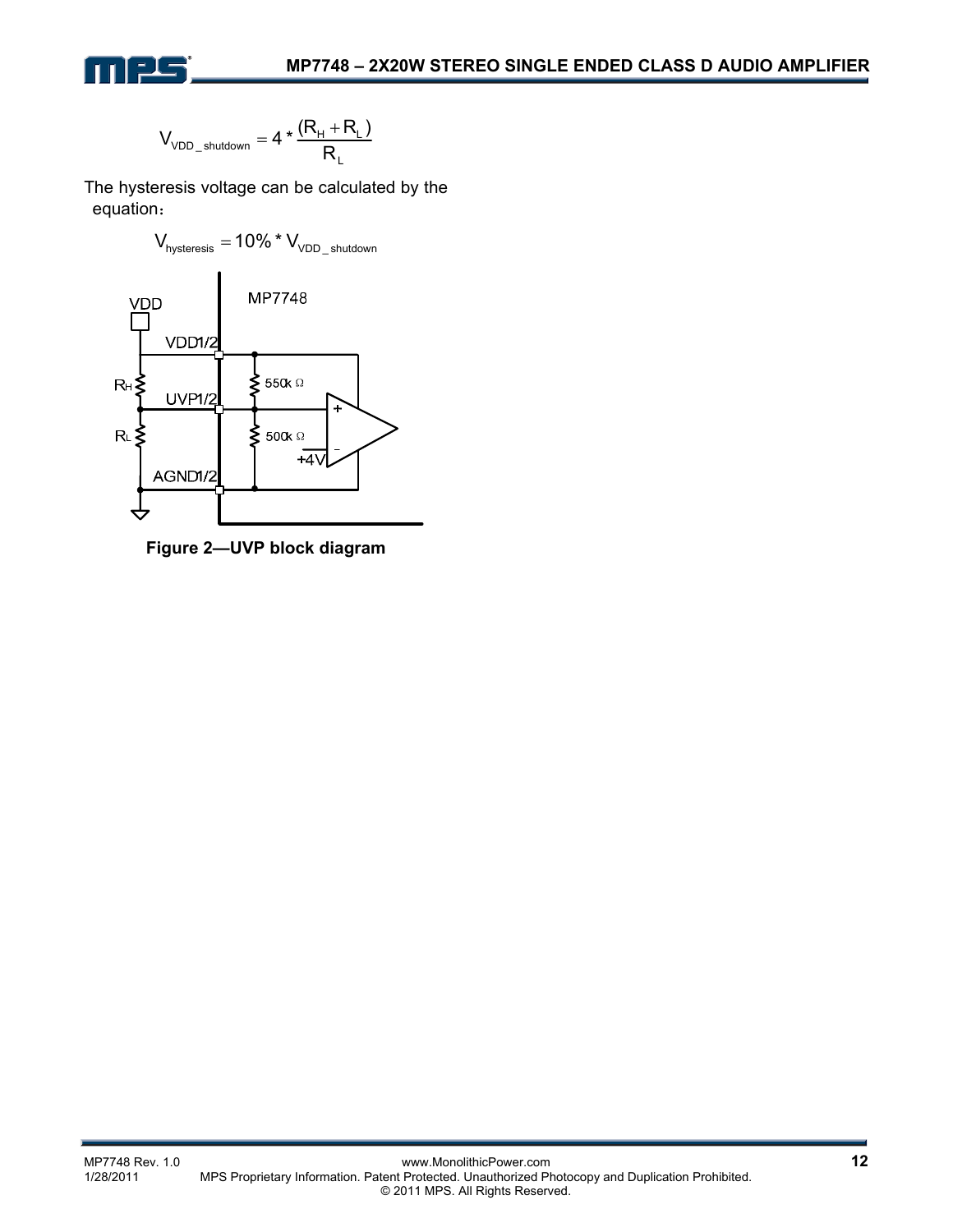$$V_{VDD\_shutdown} = 4 * \frac{(R_H + R_L)}{R_L}$$

The hysteresis voltage can be calculated by the equation：

$$V_{hysteresis} = 10\% * V_{VDD\_shutdown}$$

**Figure 2—UVP block diagram**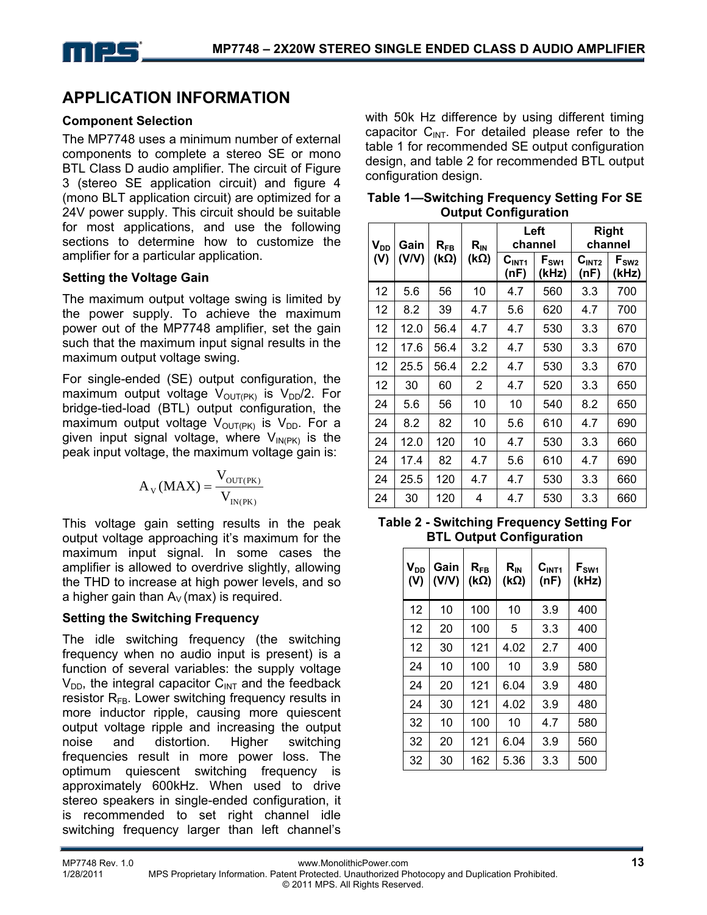## APPLICATION INFORMATION

### Component Selection

The MP7748 uses a minimum number of external components to complete a stereo SE or mono BTL Class D audio amplifier. The circuit of Figure 3 (stereo SE application circuit) and figure 4 (mono BLT application circuit) are optimized for a 24V power supply. This circuit should be suitable for most applications, and use the following sections to determine how to customize the amplifier for a particular application.

### Setting the Voltage Gain

The maximum output voltage swing is limited by the power supply. To achieve the maximum power out of the MP7748 amplifier, set the gain such that the maximum input signal results in the maximum output voltage swing.

For single-ended (SE) output configuration, the maximum output voltage $V_{OUT(PK)}$ is $V_{DD}/2$. For bridge-tied-load (BTL) output configuration, the maximum output voltage $V_{OUT(PK)}$ is $V_{DD}$. For a given input signal voltage, where $V_{IN(PK)}$ is the peak input voltage, the maximum voltage gain is:

$$A_V(MAX) = \frac{V_{OUT(PK)}}{V_{IN(PK)}}$$

This voltage gain setting results in the peak output voltage approaching it's maximum for the maximum input signal. In some cases the amplifier is allowed to overdrive slightly, allowing the THD to increase at high power levels, and so a higher gain than $A_V$ (max) is required.

### Setting the Switching Frequency

The idle switching frequency (the switching frequency when no audio input is present) is a function of several variables: the supply voltage $V_{DD}$, the integral capacitor $C_{INT}$ and the feedback resistor $R_{FB}$. Lower switching frequency results in more inductor ripple, causing more quiescent output voltage ripple and increasing the output noise and distortion. Higher switching frequencies result in more power loss. The optimum quiescent switching frequency is approximately 600kHz. When used to drive stereo speakers in single-ended configuration, it is recommended to set right channel idle switching frequency larger than left channel's with 50k Hz difference by using different timing capacitor $C_{INT}$. For detailed please refer to the table 1 for recommended SE output configuration design, and table 2 for recommended BTL output configuration design.

**Table 1—Switching Frequency Setting For SE Output Configuration**

| $V_{DD}$ (V) | Gain (V/V) | $R_{FB}$ (kΩ) | $R_{IN}$ (kΩ) | Left channel | | Right channel | |
|---|---|---|---|---|---|---|---|
| | | | | $C_{INT1}$ (nF) | $F_{SW1}$ (kHz) | $C_{INT2}$ (nF) | $F_{SW2}$ (kHz) |
| 12 | 5.6 | 56 | 10 | 4.7 | 560 | 3.3 | 700 |
| 12 | 8.2 | 39 | 4.7 | 5.6 | 620 | 4.7 | 700 |
| 12 | 12.0 | 56.4 | 4.7 | 4.7 | 530 | 3.3 | 670 |
| 12 | 17.6 | 56.4 | 3.2 | 4.7 | 530 | 3.3 | 670 |
| 12 | 25.5 | 56.4 | 2.2 | 4.7 | 530 | 3.3 | 670 |
| 12 | 30 | 60 | 2 | 4.7 | 520 | 3.3 | 650 |
| 24 | 5.6 | 56 | 10 | 10 | 540 | 8.2 | 650 |
| 24 | 8.2 | 82 | 10 | 5.6 | 610 | 4.7 | 690 |
| 24 | 12.0 | 120 | 10 | 4.7 | 530 | 3.3 | 660 |
| 24 | 17.4 | 82 | 4.7 | 5.6 | 610 | 4.7 | 690 |
| 24 | 25.5 | 120 | 4.7 | 4.7 | 530 | 3.3 | 660 |
| 24 | 30 | 120 | 4 | 4.7 | 530 | 3.3 | 660 |

**Table 2 - Switching Frequency Setting For BTL Output Configuration**

| $V_{DD}$ (V) | Gain (V/V) | $R_{FB}$ (kΩ) | $R_{IN}$ (kΩ) | $C_{INT1}$ (nF) | $F_{SW1}$ (kHz) |
|---|---|---|---|---|---|
| 12 | 10 | 100 | 10 | 3.9 | 400 |
| 12 | 20 | 100 | 5 | 3.3 | 400 |
| 12 | 30 | 121 | 4.02 | 2.7 | 400 |
| 24 | 10 | 100 | 10 | 3.9 | 580 |
| 24 | 20 | 121 | 6.04 | 3.9 | 480 |
| 24 | 30 | 121 | 4.02 | 3.9 | 480 |
| 32 | 10 | 100 | 10 | 4.7 | 580 |
| 32 | 20 | 121 | 6.04 | 3.9 | 560 |
| 32 | 30 | 162 | 5.36 | 3.3 | 500 |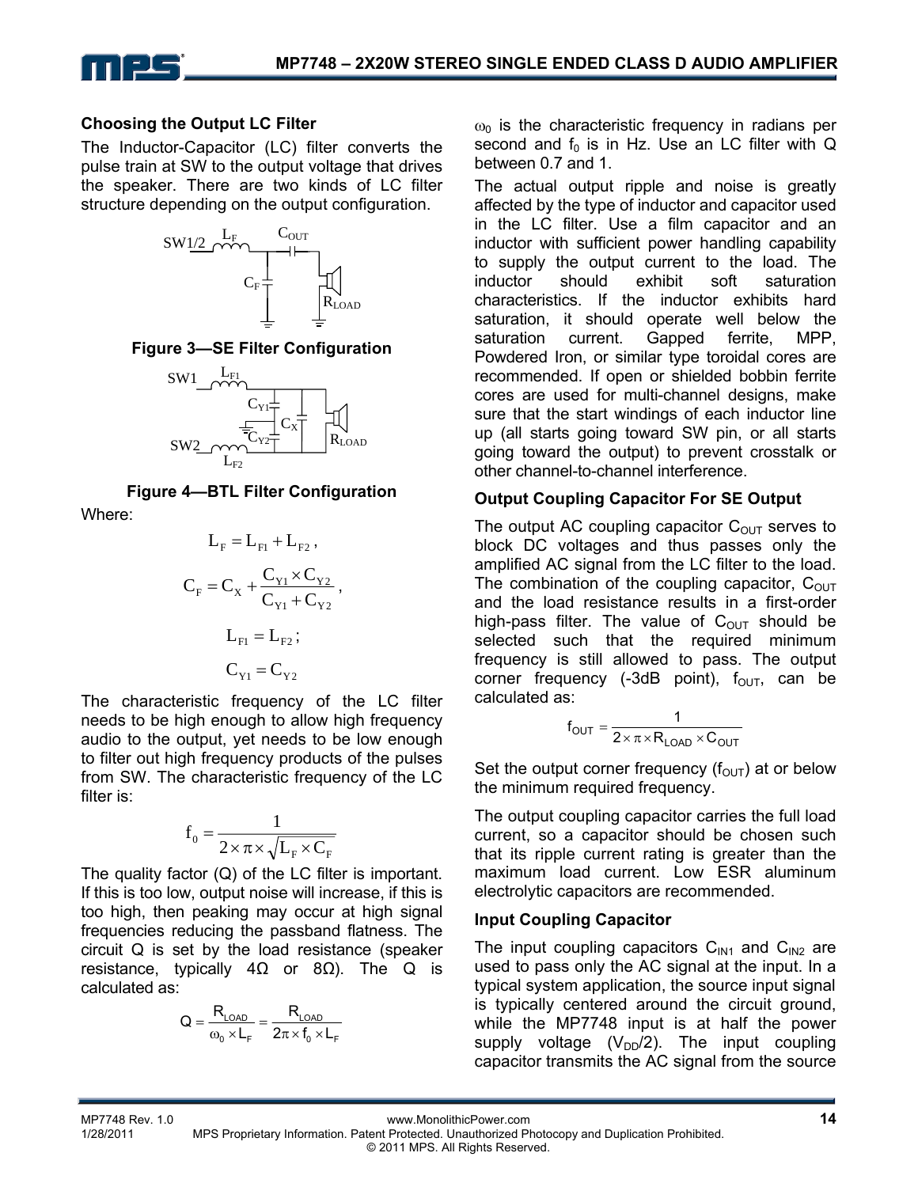### Choosing the Output LC Filter

The Inductor-Capacitor (LC) filter converts the pulse train at SW to the output voltage that drives the speaker. There are two kinds of LC filter structure depending on the output configuration.

**Figure 3—SE Filter Configuration**

**Figure 4—BTL Filter Configuration**

Where:

$$L_F = L_{F1} + L_{F2},$$

$$C_F = C_X + \frac{C_{Y1} \times C_{Y2}}{C_{Y1} + C_{Y2}},$$

$$L_{F1} = L_{F2};$$

$$C_{Y1} = C_{Y2}$$

The characteristic frequency of the LC filter needs to be high enough to allow high frequency audio to the output, yet needs to be low enough to filter out high frequency products of the pulses from SW. The characteristic frequency of the LC filter is:

$$f_0 = \frac{1}{2 \times \pi \times \sqrt{L_F \times C_F}}$$

The quality factor (Q) of the LC filter is important. If this is too low, output noise will increase, if this is too high, then peaking may occur at high signal frequencies reducing the passband flatness. The circuit Q is set by the load resistance (speaker resistance, typically 4Ω or 8Ω). The Q is calculated as:

$$Q = \frac{R_{LOAD}}{\omega_0 \times L_F} = \frac{R_{LOAD}}{2\pi \times f_0 \times L_F}$$

$\omega_0$ is the characteristic frequency in radians per second and $f_0$ is in Hz. Use an LC filter with Q between 0.7 and 1.

The actual output ripple and noise is greatly affected by the type of inductor and capacitor used in the LC filter. Use a film capacitor and an inductor with sufficient power handling capability to supply the output current to the load. The inductor should exhibit soft saturation characteristics. If the inductor exhibits hard saturation, it should operate well below the saturation current. Gapped ferrite, MPP, Powdered Iron, or similar type toroidal cores are recommended. If open or shielded bobbin ferrite cores are used for multi-channel designs, make sure that the start windings of each inductor line up (all starts going toward SW pin, or all starts going toward the output) to prevent crosstalk or other channel-to-channel interference.

### Output Coupling Capacitor For SE Output

The output AC coupling capacitor $C_{OUT}$ serves to block DC voltages and thus passes only the amplified AC signal from the LC filter to the load. The combination of the coupling capacitor, $C_{OUT}$ and the load resistance results in a first-order high-pass filter. The value of $C_{OUT}$ should be selected such that the required minimum frequency is still allowed to pass. The output corner frequency (-3dB point), $f_{OUT}$, can be calculated as:

$$f_{OUT} = \frac{1}{2 \times \pi \times R_{LOAD} \times C_{OUT}}$$

Set the output corner frequency ($f_{OUT}$) at or below the minimum required frequency.

The output coupling capacitor carries the full load current, so a capacitor should be chosen such that its ripple current rating is greater than the maximum load current. Low ESR aluminum electrolytic capacitors are recommended.

### Input Coupling Capacitor

The input coupling capacitors $C_{IN1}$ and $C_{IN2}$ are used to pass only the AC signal at the input. In a typical system application, the source input signal is typically centered around the circuit ground, while the MP7748 input is at half the power supply voltage ($V_{DD}/2$). The input coupling capacitor transmits the AC signal from the source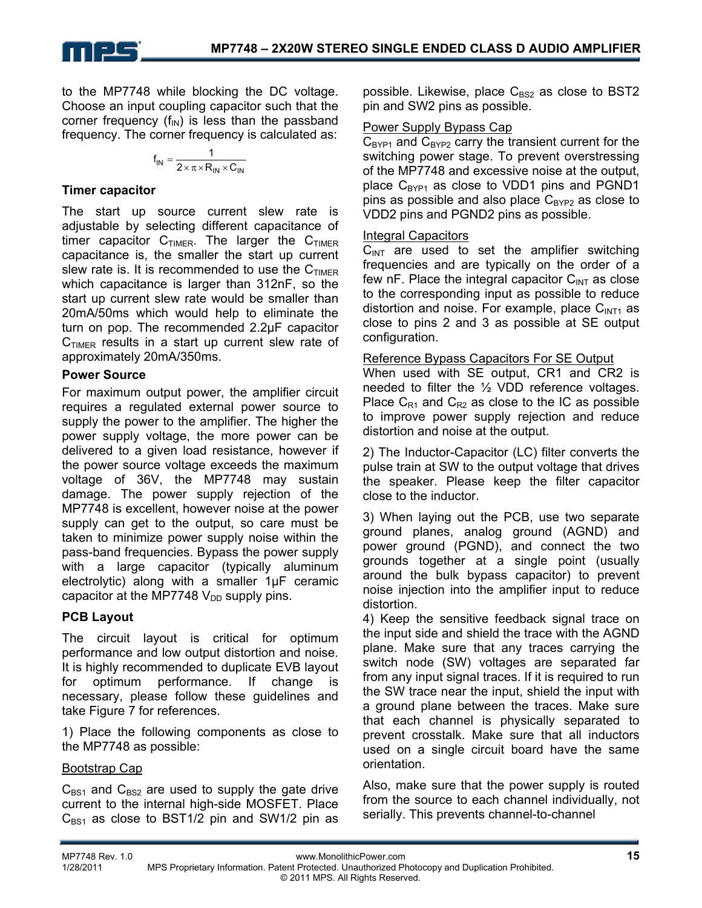to the MP7748 while blocking the DC voltage. Choose an input coupling capacitor such that the corner frequency ($f_{IN}$) is less than the passband frequency. The corner frequency is calculated as:

$$f_{IN} = \frac{1}{2 \times \pi \times R_{IN} \times C_{IN}}$$

**Timer capacitor**

The start up source current slew rate is adjustable by selecting different capacitance of timer capacitor $C_{TIMER}$. The larger the $C_{TIMER}$ capacitance is, the smaller the start up current slew rate is. It is recommended to use the $C_{TIMER}$ which capacitance is larger than 312nF, so the start up current slew rate would be smaller than 20mA/50ms which would help to eliminate the turn on pop. The recommended 2.2µF capacitor $C_{TIMER}$ results in a start up current slew rate of approximately 20mA/350ms.

**Power Source**

For maximum output power, the amplifier circuit requires a regulated external power source to supply the power to the amplifier. The higher the power supply voltage, the more power can be delivered to a given load resistance, however if the power source voltage exceeds the maximum voltage of 36V, the MP7748 may sustain damage. The power supply rejection of the MP7748 is excellent, however noise at the power supply can get to the output, so care must be taken to minimize power supply noise within the pass-band frequencies. Bypass the power supply with a large capacitor (typically aluminum electrolytic) along with a smaller 1µF ceramic capacitor at the MP7748 $V_{DD}$ supply pins.

**PCB Layout**

The circuit layout is critical for optimum performance and low output distortion and noise. It is highly recommended to duplicate EVB layout for optimum performance. If change is necessary, please follow these guidelines and take Figure 7 for references.

1) Place the following components as close to the MP7748 as possible:

Bootstrap Cap

$C_{BS1}$ and $C_{BS2}$ are used to supply the gate drive current to the internal high-side MOSFET. Place $C_{BS1}$ as close to BST1/2 pin and SW1/2 pin as possible. Likewise, place $C_{BS2}$ as close to BST2 pin and SW2 pins as possible.

Power Supply Bypass Cap

$C_{BYP1}$ and $C_{BYP2}$ carry the transient current for the switching power stage. To prevent overstressing of the MP7748 and excessive noise at the output, place $C_{BYP1}$ as close to VDD1 pins and PGND1 pins as possible and also place $C_{BYP2}$ as close to VDD2 pins and PGND2 pins as possible.

Integral Capacitors

$C_{INT}$ are used to set the amplifier switching frequencies and are typically on the order of a few nF. Place the integral capacitor $C_{INT}$ as close to the corresponding input as possible to reduce distortion and noise. For example, place $C_{INT1}$ as close to pins 2 and 3 as possible at SE output configuration.

Reference Bypass Capacitors For SE Output

When used with SE output, CR1 and CR2 is needed to filter the ½ VDD reference voltages. Place $C_{R1}$ and $C_{R2}$ as close to the IC as possible to improve power supply rejection and reduce distortion and noise at the output.

2) The Inductor-Capacitor (LC) filter converts the pulse train at SW to the output voltage that drives the speaker. Please keep the filter capacitor close to the inductor.

3) When laying out the PCB, use two separate ground planes, analog ground (AGND) and power ground (PGND), and connect the two grounds together at a single point (usually around the bulk bypass capacitor) to prevent noise injection into the amplifier input to reduce distortion.

4) Keep the sensitive feedback signal trace on the input side and shield the trace with the AGND plane. Make sure that any traces carrying the switch node (SW) voltages are separated far from any input signal traces. If it is required to run the SW trace near the input, shield the input with a ground plane between the traces. Make sure that each channel is physically separated to prevent crosstalk. Make sure that all inductors used on a single circuit board have the same orientation.

Also, make sure that the power supply is routed from the source to each channel individually, not serially. This prevents channel-to-channel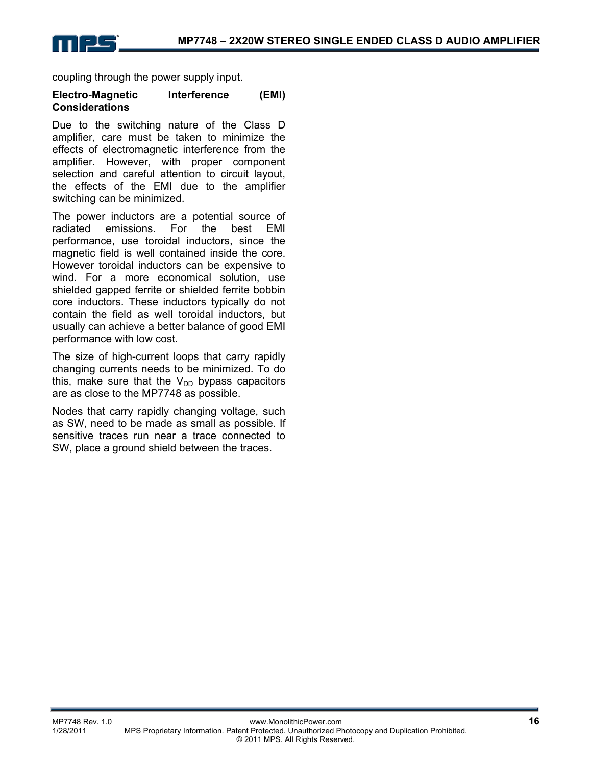coupling through the power supply input.

### Electro-Magnetic Interference (EMI) Considerations

Due to the switching nature of the Class D amplifier, care must be taken to minimize the effects of electromagnetic interference from the amplifier. However, with proper component selection and careful attention to circuit layout, the effects of the EMI due to the amplifier switching can be minimized.

The power inductors are a potential source of radiated emissions. For the best EMI performance, use toroidal inductors, since the magnetic field is well contained inside the core. However toroidal inductors can be expensive to wind. For a more economical solution, use shielded gapped ferrite or shielded ferrite bobbin core inductors. These inductors typically do not contain the field as well toroidal inductors, but usually can achieve a better balance of good EMI performance with low cost.

The size of high-current loops that carry rapidly changing currents needs to be minimized. To do this, make sure that the $V_{DD}$ bypass capacitors are as close to the MP7748 as possible.

Nodes that carry rapidly changing voltage, such as SW, need to be made as small as possible. If sensitive traces run near a trace connected to SW, place a ground shield between the traces.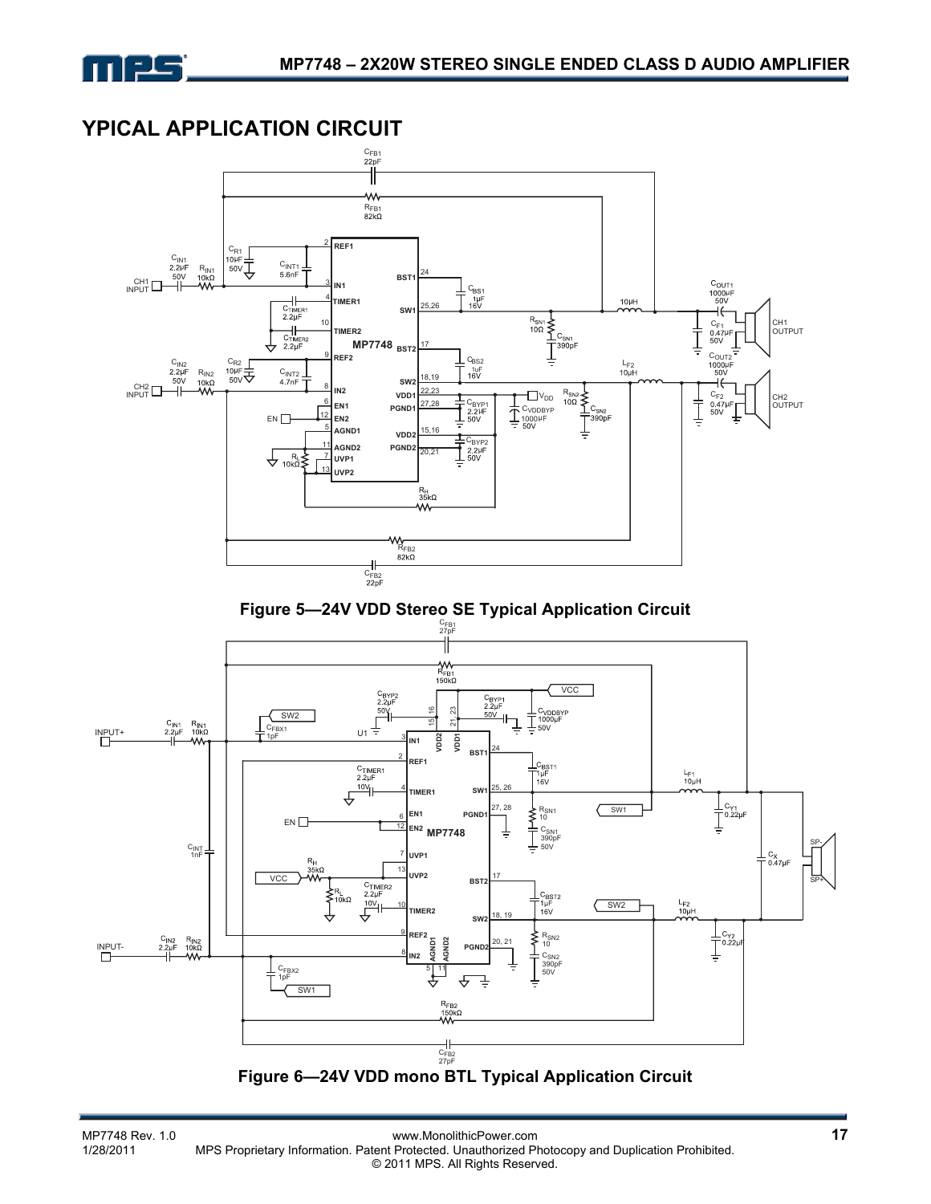# YPICAL APPLICATION CIRCUIT

**Figure 5—24V VDD Stereo SE Typical Application Circuit**

**Figure 6—24V VDD mono BTL Typical Application Circuit**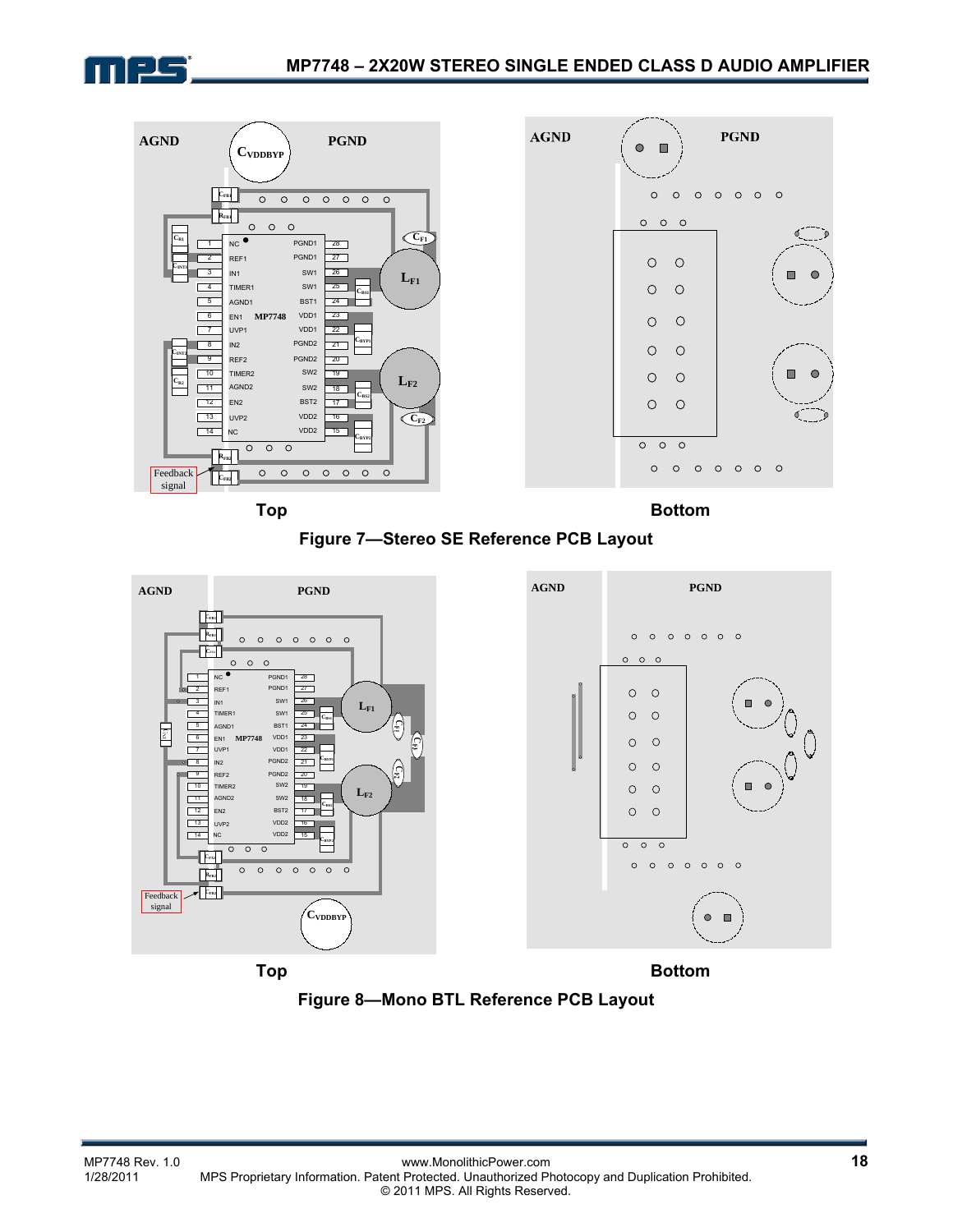Top

Bottom

Figure 7—Stereo SE Reference PCB Layout

Top

Bottom

Figure 8—Mono BTL Reference PCB Layout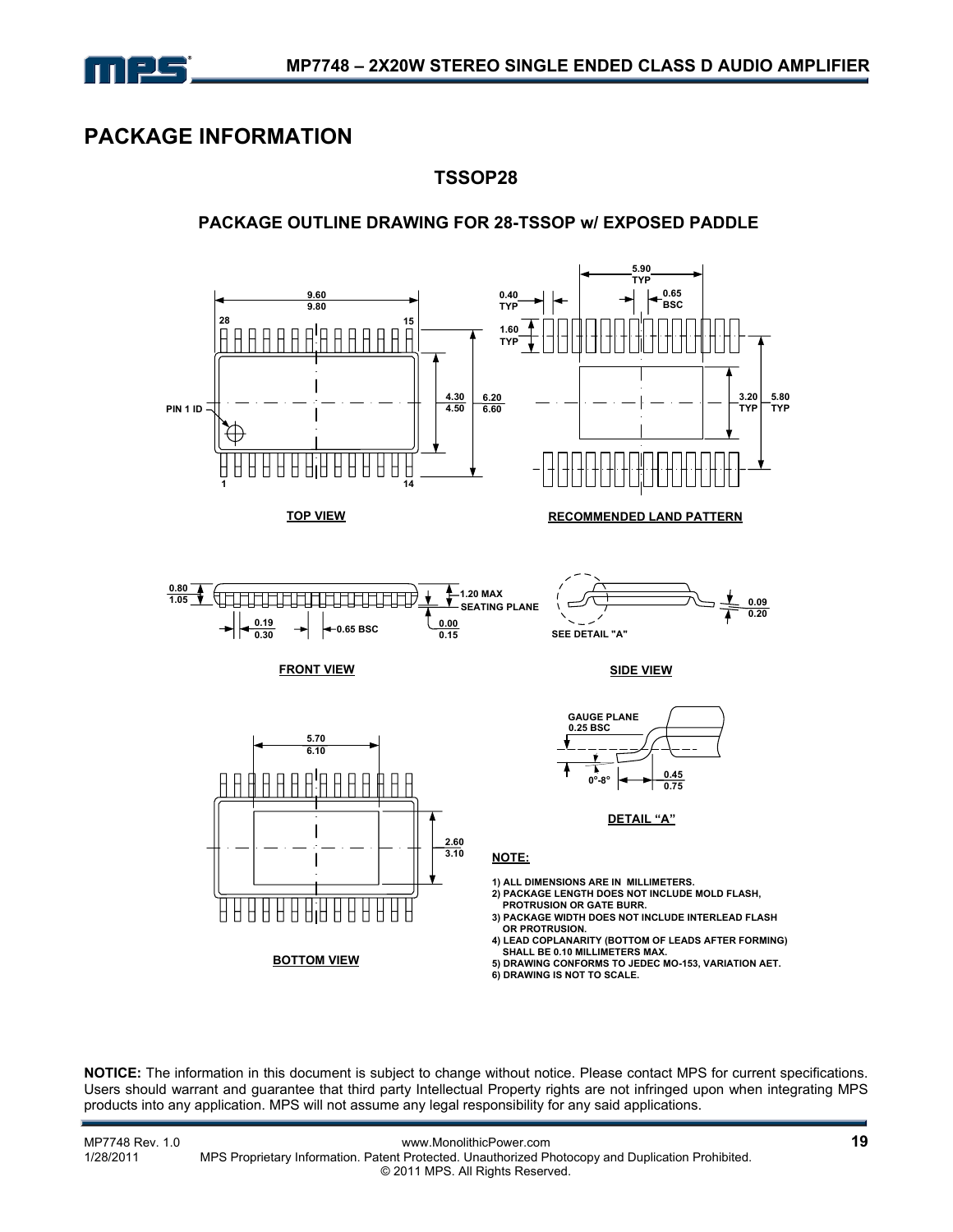# PACKAGE INFORMATION

## TSSOP28

### PACKAGE OUTLINE DRAWING FOR 28-TSSOP w/ EXPOSED PADDLE

9.60
9.80
28
15
PIN 1 ID
1
14
4.30
4.50
6.20
6.60

TOP VIEW

5.90
TYP
0.40
TYP
0.65
BSC
1.60
TYP
3.20
TYP
5.80
TYP

RECOMMENDED LAND PATTERN

0.80
1.05
1.20 MAX
SEATING PLANE
0.19
0.30
0.65 BSC
0.00
0.15

FRONT VIEW

SEE DETAIL "A"
0.09
0.20

SIDE VIEW

5.70
6.10
2.60
3.10

BOTTOM VIEW

GAUGE PLANE
0.25 BSC
0°-8°
0.45
0.75

DETAIL "A"

**NOTE:**

1) ALL DIMENSIONS ARE IN MILLIMETERS.
2) PACKAGE LENGTH DOES NOT INCLUDE MOLD FLASH, PROTRUSION OR GATE BURR.
3) PACKAGE WIDTH DOES NOT INCLUDE INTERLEAD FLASH OR PROTRUSION.
4) LEAD COPLANARITY (BOTTOM OF LEADS AFTER FORMING) SHALL BE 0.10 MILLIMETERS MAX.
5) DRAWING CONFORMS TO JEDEC MO-153, VARIATION AET.
6) DRAWING IS NOT TO SCALE.

**NOTICE:** The information in this document is subject to change without notice. Please contact MPS for current specifications. Users should warrant and guarantee that third party Intellectual Property rights are not infringed upon when integrating MPS products into any application. MPS will not assume any legal responsibility for any said applications.